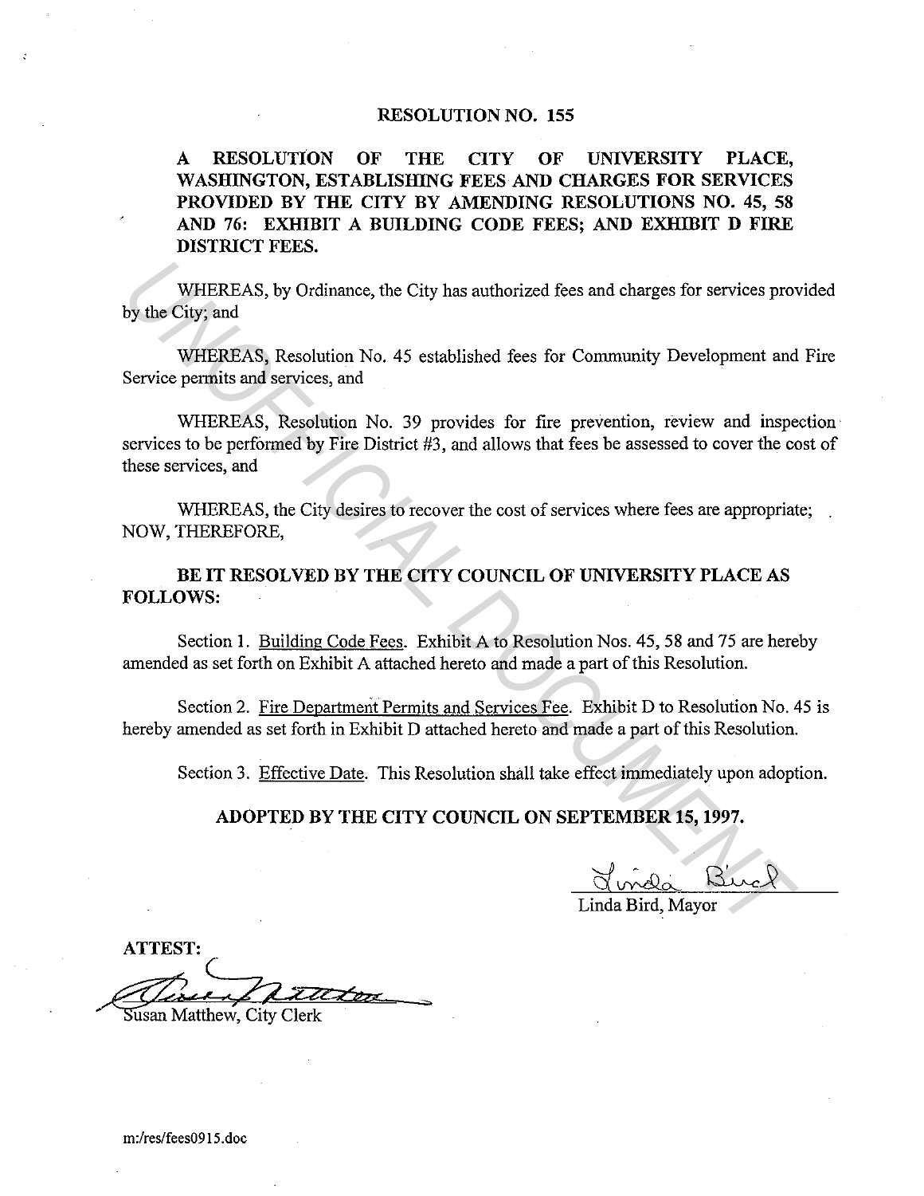# RESOLUTION NO. 155

**A RESOLUTION OF THE CITY OF UNIVERSITY PLACE, WASHINGTON, ESTABLISHING FEES AND CHARGES FOR SERVICES PROVIDED BY THE CITY BY AMENDING RESOLUTIONS NO. 45, 58 AND 76: EXHIBIT A BUILDING CODE FEES; AND EXHIBIT D FIRE DISTRICT FEES.**

WHEREAS, by Ordinance, the City has authorized fees and charges for services provided by the City; and

WHEREAS, Resolution No. 45 established fees for Community Development and Fire Service permits and services, and

WHEREAS, Resolution No. 39 provides for fire prevention, review and inspection services to be performed by Fire District #3, and allows that fees be assessed to cover the cost of these services, and

WHEREAS, the City desires to recover the cost of services where fees are appropriate; NOW, THEREFORE,

**BE IT RESOLVED BY THE CITY COUNCIL OF UNIVERSITY PLACE AS FOLLOWS:**

Section 1. Building Code Fees. Exhibit A to Resolution Nos. 45, 58 and 75 are hereby amended as set forth on Exhibit A attached hereto and made a part of this Resolution.

Section 2. Fire Department Permits and Services Fee. Exhibit D to Resolution No. 45 is hereby amended as set forth in Exhibit D attached hereto and made a part of this Resolution.

Section 3. Effective Date. This Resolution shall take effect immediately upon adoption.

**ADOPTED BY THE CITY COUNCIL ON SEPTEMBER 15, 1997.**

Linda Bird, Mayor

**ATTEST:**

Susan Matthew, City Clerk

m:/res/fees0915.doc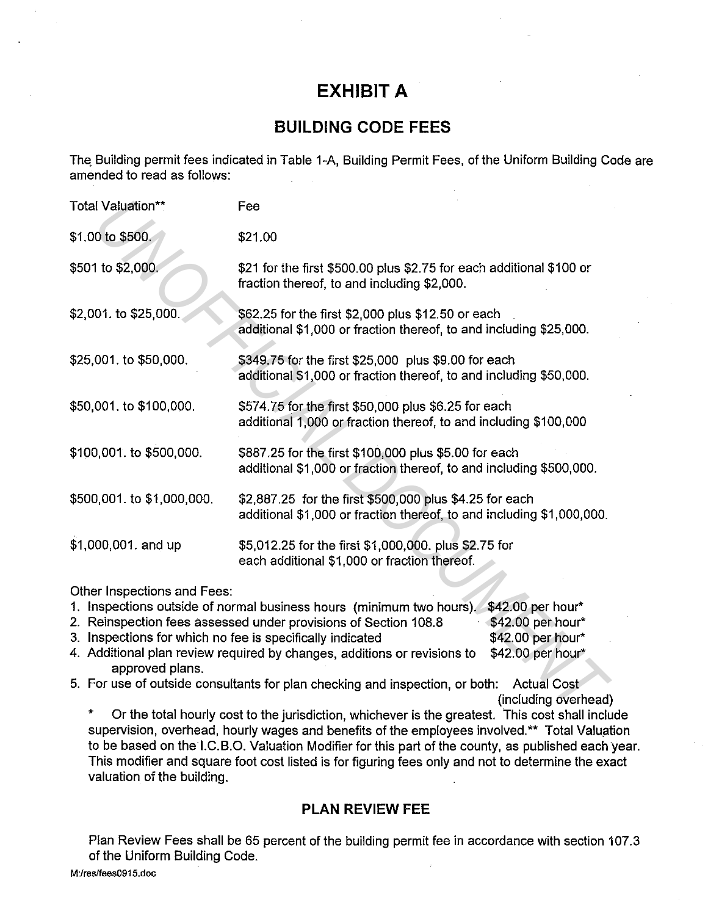# EXHIBIT A

## BUILDING CODE FEES

The Building permit fees indicated in Table 1-A, Building Permit Fees, of the Uniform Building Code are amended to read as follows:

| Total Valuation** | Fee |
|---|---|
| $1.00 to $500. | $21.00 |
| $501 to $2,000. | $21 for the first $500.00 plus $2.75 for each additional $100 or fraction thereof, to and including $2,000. |
| $2,001. to $25,000. | $62.25 for the first $2,000 plus $12.50 or each additional $1,000 or fraction thereof, to and including $25,000. |
| $25,001. to $50,000. | $349.75 for the first $25,000 plus $9.00 for each additional $1,000 or fraction thereof, to and including $50,000. |
| $50,001. to $100,000. | $574.75 for the first $50,000 plus $6.25 for each additional 1,000 or fraction thereof, to and including $100,000 |
| $100,001. to $500,000. | $887.25 for the first $100,000 plus $5.00 for each additional $1,000 or fraction thereof, to and including $500,000. |
| $500,001. to $1,000,000. | $2,887.25 for the first $500,000 plus $4.25 for each additional $1,000 or fraction thereof, to and including $1,000,000. |
| $1,000,001. and up | $5,012.25 for the first $1,000,000. plus $2.75 for each additional $1,000 or fraction thereof. |

Other Inspections and Fees:

1. Inspections outside of normal business hours (minimum two hours). $42.00 per hour*
2. Reinspection fees assessed under provisions of Section 108.8 $42.00 per hour*
3. Inspections for which no fee is specifically indicated $42.00 per hour*
4. Additional plan review required by changes, additions or revisions to approved plans. $42.00 per hour*
5. For use of outside consultants for plan checking and inspection, or both: Actual Cost (including overhead)

\* Or the total hourly cost to the jurisdiction, whichever is the greatest. This cost shall include supervision, overhead, hourly wages and benefits of the employees involved.** Total Valuation to be based on the I.C.B.O. Valuation Modifier for this part of the county, as published each year. This modifier and square foot cost listed is for figuring fees only and not to determine the exact valuation of the building.

### PLAN REVIEW FEE

Plan Review Fees shall be 65 percent of the building permit fee in accordance with section 107.3 of the Uniform Building Code.

M:/res/fees0915.doc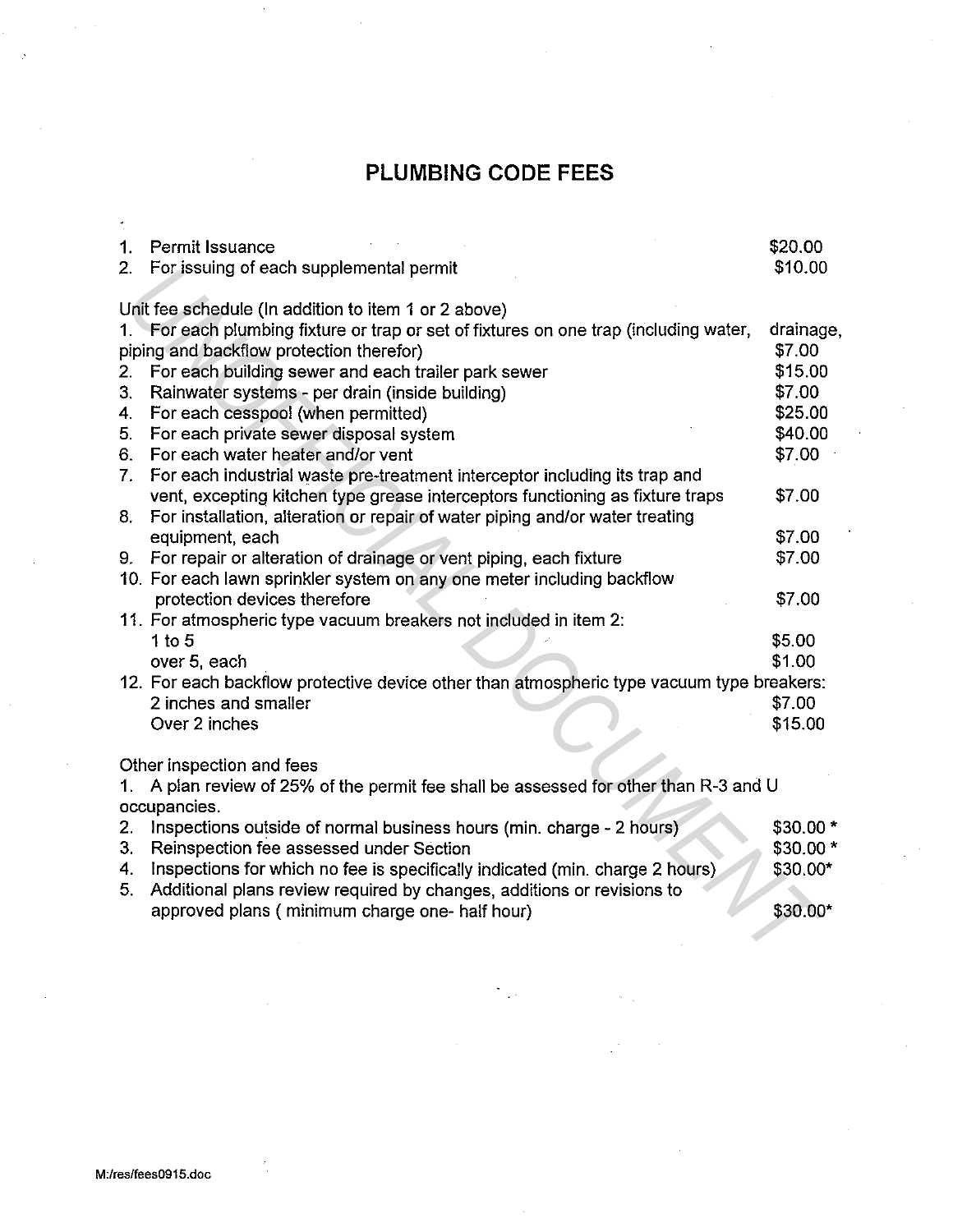# PLUMBING CODE FEES

| | | |
|---|---|---|
| 1. | Permit Issuance | $20.00 |
| 2. | For issuing of each supplemental permit | $10.00 |

Unit fee schedule (In addition to item 1 or 2 above)

| | | |
|---|---|---|
| 1. | For each plumbing fixture or trap or set of fixtures on one trap (including water, drainage, piping and backflow protection therefor) | $7.00 |
| 2. | For each building sewer and each trailer park sewer | $15.00 |
| 3. | Rainwater systems - per drain (inside building) | $7.00 |
| 4. | For each cesspool (when permitted) | $25.00 |
| 5. | For each private sewer disposal system | $40.00 |
| 6. | For each water heater and/or vent | $7.00 |
| 7. | For each industrial waste pre-treatment interceptor including its trap and vent, excepting kitchen type grease interceptors functioning as fixture traps | $7.00 |
| 8. | For installation, alteration or repair of water piping and/or water treating equipment, each | $7.00 |
| 9. | For repair or alteration of drainage or vent piping, each fixture | $7.00 |
| 10. | For each lawn sprinkler system on any one meter including backflow protection devices therefore | $7.00 |
| 11. | For atmospheric type vacuum breakers not included in item 2: | |
| | 1 to 5 | $5.00 |
| | over 5, each | $1.00 |
| 12. | For each backflow protective device other than atmospheric type vacuum type breakers: | |
| | 2 inches and smaller | $7.00 |
| | Over 2 inches | $15.00 |

Other inspection and fees

| | | |
|---|---|---|
| 1. | A plan review of 25% of the permit fee shall be assessed for other than R-3 and U occupancies. | |
| 2. | Inspections outside of normal business hours (min. charge - 2 hours) | $30.00 * |
| 3. | Reinspection fee assessed under Section | $30.00 * |
| 4. | Inspections for which no fee is specifically indicated (min. charge 2 hours) | $30.00* |
| 5. | Additional plans review required by changes, additions or revisions to approved plans ( minimum charge one- half hour) | $30.00* |

M:/res/fees0915.doc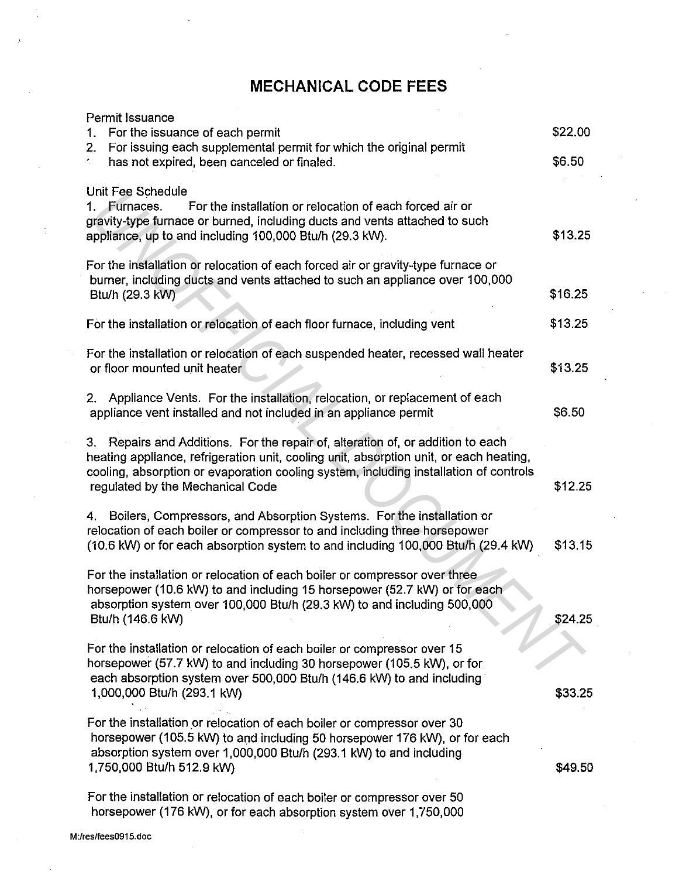# MECHANICAL CODE FEES

Permit Issuance

| | |
|---|---|
| 1. For the issuance of each permit | $22.00 |
| 2. For issuing each supplemental permit for which the original permit has not expired, been canceled or finaled. | $6.50 |

Unit Fee Schedule

| | |
|---|---|
| 1. Furnaces. For the installation or relocation of each forced air or gravity-type furnace or burned, including ducts and vents attached to such appliance, up to and including 100,000 Btu/h (29.3 kW). | $13.25 |
| For the installation or relocation of each forced air or gravity-type furnace or burner, including ducts and vents attached to such an appliance over 100,000 Btu/h (29.3 kW) | $16.25 |
| For the installation or relocation of each floor furnace, including vent | $13.25 |
| For the installation or relocation of each suspended heater, recessed wall heater or floor mounted unit heater | $13.25 |
| 2. Appliance Vents. For the installation, relocation, or replacement of each appliance vent installed and not included in an appliance permit | $6.50 |
| 3. Repairs and Additions. For the repair of, alteration of, or addition to each heating appliance, refrigeration unit, cooling unit, absorption unit, or each heating, cooling, absorption or evaporation cooling system, including installation of controls regulated by the Mechanical Code | $12.25 |
| 4. Boilers, Compressors, and Absorption Systems. For the installation or relocation of each boiler or compressor to and including three horsepower (10.6 kW) or for each absorption system to and including 100,000 Btu/h (29.4 kW) | $13.15 |
| For the installation or relocation of each boiler or compressor over three horsepower (10.6 kW) to and including 15 horsepower (52.7 kW) or for each absorption system over 100,000 Btu/h (29.3 kW) to and including 500,000 Btu/h (146.6 kW) | $24.25 |
| For the installation or relocation of each boiler or compressor over 15 horsepower (57.7 kW) to and including 30 horsepower (105.5 kW), or for each absorption system over 500,000 Btu/h (146.6 kW) to and including 1,000,000 Btu/h (293.1 kW) | $33.25 |
| For the installation or relocation of each boiler or compressor over 30 horsepower (105.5 kW) to and including 50 horsepower 176 kW), or for each absorption system over 1,000,000 Btu/h (293.1 kW) to and including 1,750,000 Btu/h 512.9 kW) | $49.50 |
| For the installation or relocation of each boiler or compressor over 50 horsepower (176 kW), or for each absorption system over 1,750,000 | |

M:/res/fees0915.doc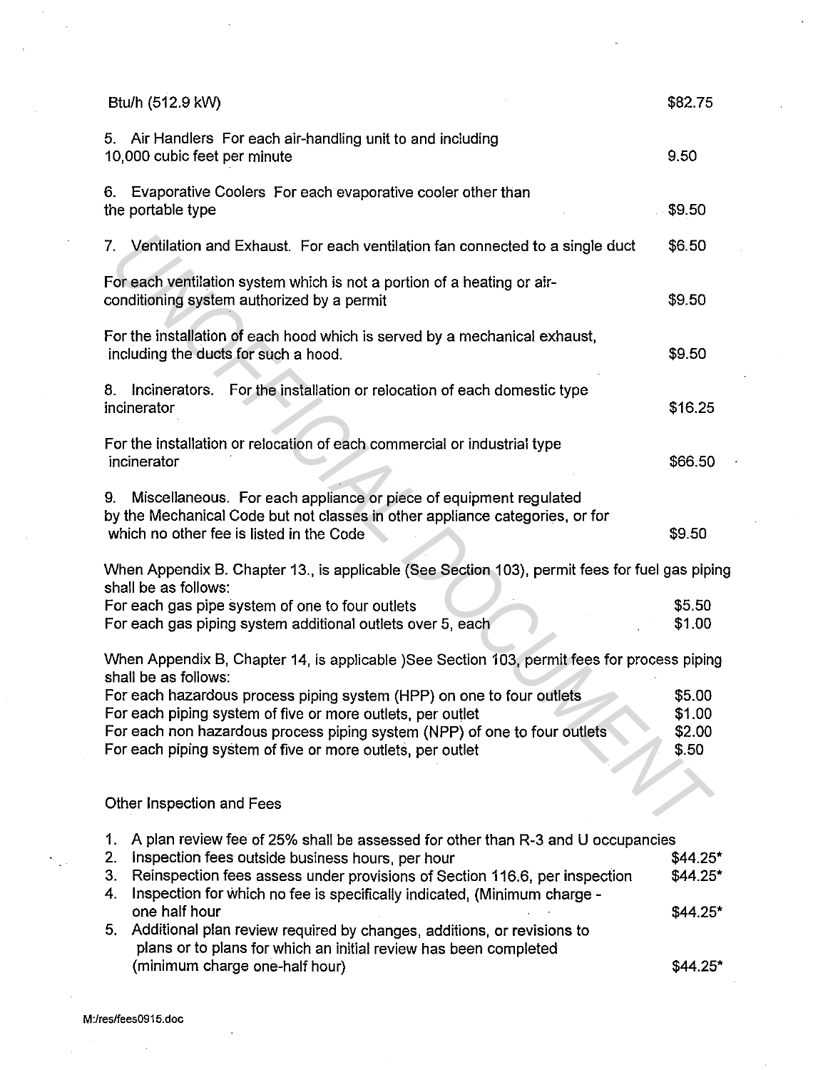Btu/h (512.9 kW) $82.75

5. Air Handlers For each air-handling unit to and including 10,000 cubic feet per minute 9.50

6. Evaporative Coolers For each evaporative cooler other than the portable type $9.50

7. Ventilation and Exhaust. For each ventilation fan connected to a single duct $6.50

For each ventilation system which is not a portion of a heating or air-conditioning system authorized by a permit $9.50

For the installation of each hood which is served by a mechanical exhaust, including the ducts for such a hood. $9.50

8. Incinerators. For the installation or relocation of each domestic type incinerator $16.25

For the installation or relocation of each commercial or industrial type incinerator $66.50

9. Miscellaneous. For each appliance or piece of equipment regulated by the Mechanical Code but not classes in other appliance categories, or for which no other fee is listed in the Code $9.50

When Appendix B. Chapter 13., is applicable (See Section 103), permit fees for fuel gas piping shall be as follows:

| | |
|---|---|
| For each gas pipe system of one to four outlets | $5.50 |
| For each gas piping system additional outlets over 5, each | $1.00 |

When Appendix B, Chapter 14, is applicable )See Section 103, permit fees for process piping shall be as follows:

| | |
|---|---|
| For each hazardous process piping system (HPP) on one to four outlets | $5.00 |
| For each piping system of five or more outlets, per outlet | $1.00 |
| For each non hazardous process piping system (NPP) of one to four outlets | $2.00 |
| For each piping system of five or more outlets, per outlet | $.50 |

Other Inspection and Fees

1. A plan review fee of 25% shall be assessed for other than R-3 and U occupancies
2. Inspection fees outside business hours, per hour $44.25*
3. Reinspection fees assess under provisions of Section 116.6, per inspection $44.25*
4. Inspection for which no fee is specifically indicated, (Minimum charge - one half hour $44.25*
5. Additional plan review required by changes, additions, or revisions to plans or to plans for which an initial review has been completed (minimum charge one-half hour) $44.25*

M:/res/fees0915.doc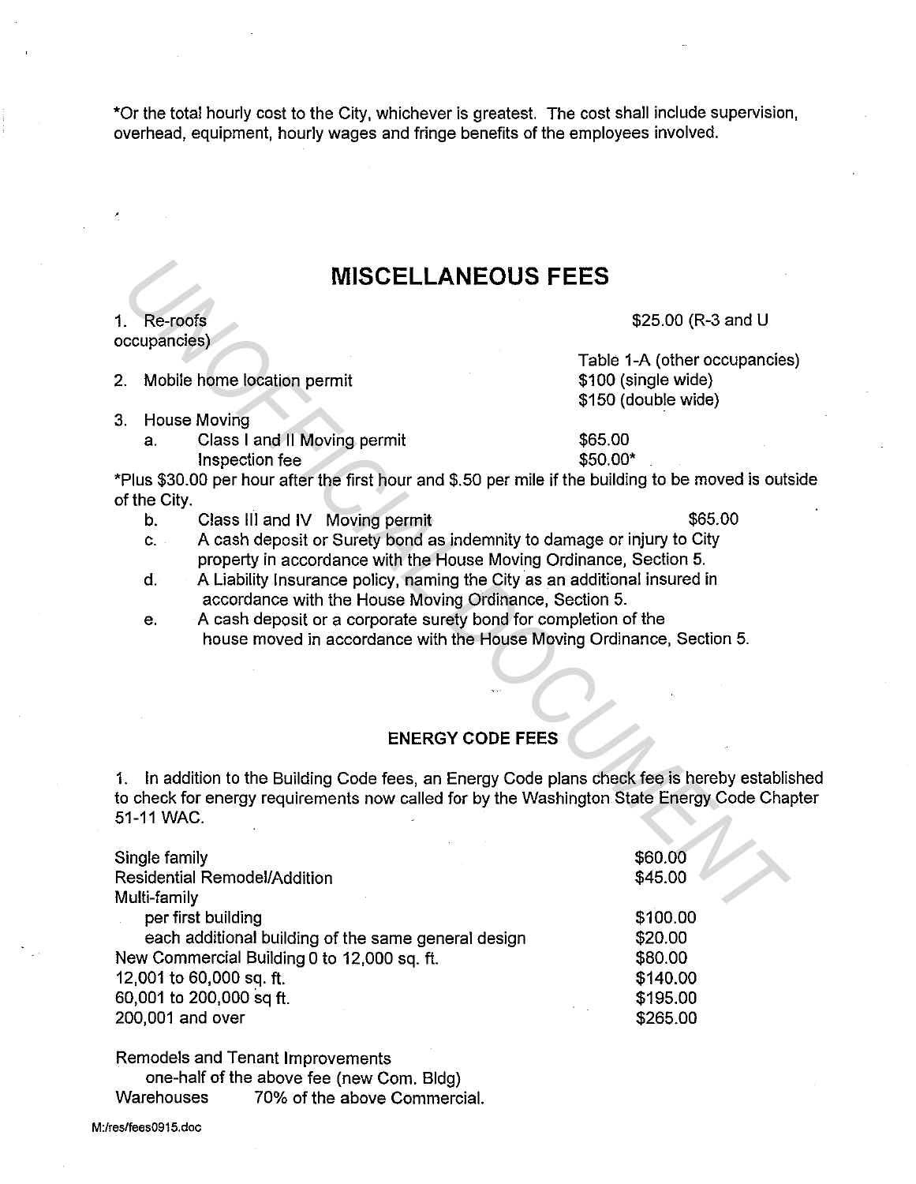*Or the total hourly cost to the City, whichever is greatest. The cost shall include supervision, overhead, equipment, hourly wages and fringe benefits of the employees involved.

## MISCELLANEOUS FEES

1. Re-roofs $25.00 (R-3 and U occupancies)

   Table 1-A (other occupancies)

2. Mobile home location permit $100 (single wide)
   $150 (double wide)

3. House Moving
   a. Class I and II Moving permit $65.00
      Inspection fee $50.00*

*Plus $30.00 per hour after the first hour and $.50 per mile if the building to be moved is outside of the City.

   b. Class III and IV Moving permit $65.00
   c. A cash deposit or Surety bond as indemnity to damage or injury to City property in accordance with the House Moving Ordinance, Section 5.
   d. A Liability Insurance policy, naming the City as an additional insured in accordance with the House Moving Ordinance, Section 5.
   e. A cash deposit or a corporate surety bond for completion of the house moved in accordance with the House Moving Ordinance, Section 5.

### ENERGY CODE FEES

1. In addition to the Building Code fees, an Energy Code plans check fee is hereby established to check for energy requirements now called for by the Washington State Energy Code Chapter 51-11 WAC.

| | |
|---|---|
| Single family | $60.00 |
| Residential Remodel/Addition | $45.00 |
| Multi-family | |
| per first building | $100.00 |
| each additional building of the same general design | $20.00 |
| New Commercial Building 0 to 12,000 sq. ft. | $80.00 |
| 12,001 to 60,000 sq. ft. | $140.00 |
| 60,001 to 200,000 sq ft. | $195.00 |
| 200,001 and over | $265.00 |

Remodels and Tenant Improvements
one-half of the above fee (new Com. Bldg)
Warehouses 70% of the above Commercial.

M:/res/fees0915.doc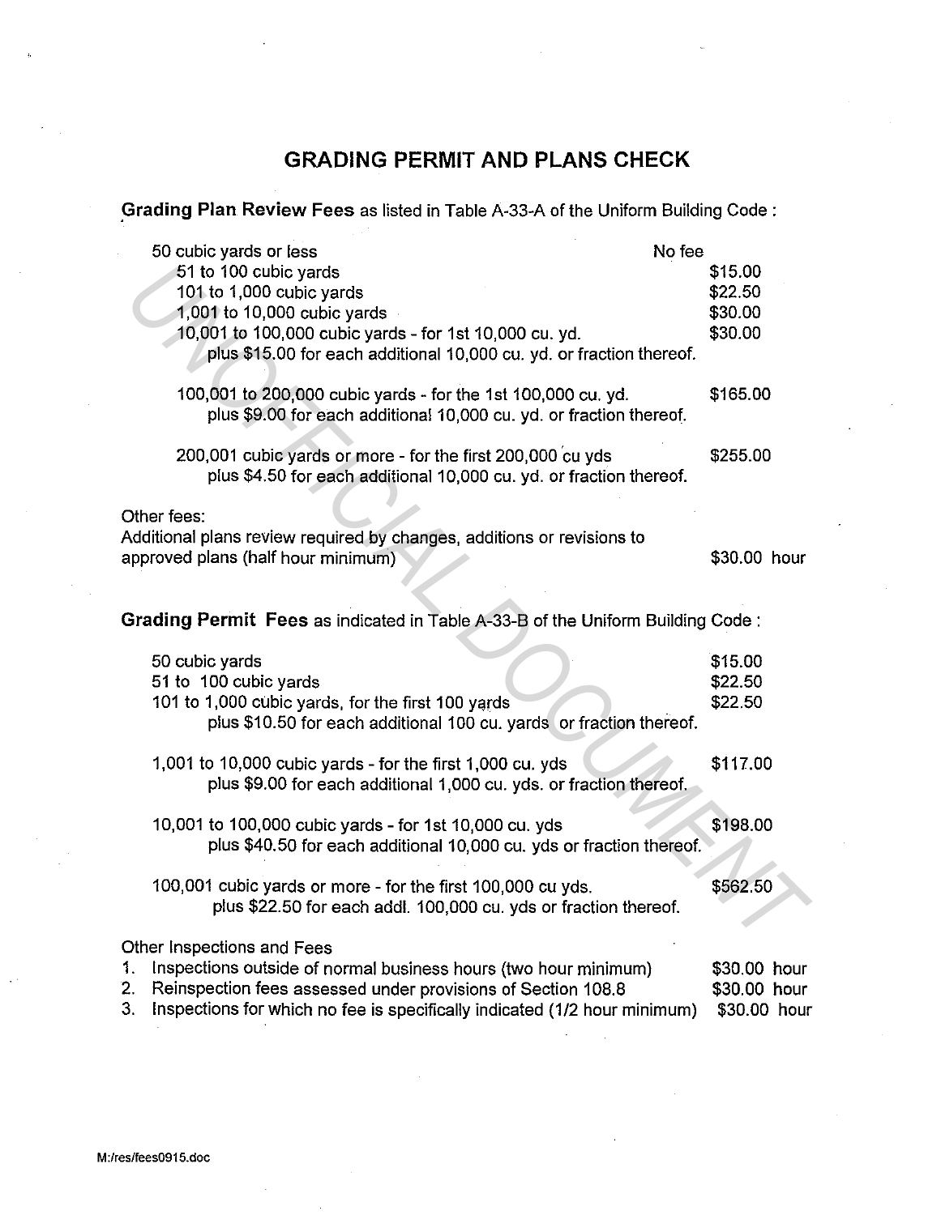# GRADING PERMIT AND PLANS CHECK

**Grading Plan Review Fees** as listed in Table A-33-A of the Uniform Building Code :

| | |
|---|---|
| 50 cubic yards or less | No fee |
| 51 to 100 cubic yards | $15.00 |
| 101 to 1,000 cubic yards | $22.50 |
| 1,001 to 10,000 cubic yards | $30.00 |
| 10,001 to 100,000 cubic yards - for 1st 10,000 cu. yd. plus $15.00 for each additional 10,000 cu. yd. or fraction thereof. | $30.00 |
| 100,001 to 200,000 cubic yards - for the 1st 100,000 cu. yd. plus $9.00 for each additional 10,000 cu. yd. or fraction thereof. | $165.00 |
| 200,001 cubic yards or more - for the first 200,000 cu yds plus $4.50 for each additional 10,000 cu. yd. or fraction thereof. | $255.00 |

Other fees:

| | |
|---|---|
| Additional plans review required by changes, additions or revisions to approved plans (half hour minimum) | $30.00 hour |

**Grading Permit Fees** as indicated in Table A-33-B of the Uniform Building Code :

| | |
|---|---|
| 50 cubic yards | $15.00 |
| 51 to 100 cubic yards | $22.50 |
| 101 to 1,000 cubic yards, for the first 100 yards plus $10.50 for each additional 100 cu. yards or fraction thereof. | $22.50 |
| 1,001 to 10,000 cubic yards - for the first 1,000 cu. yds plus $9.00 for each additional 1,000 cu. yds. or fraction thereof. | $117.00 |
| 10,001 to 100,000 cubic yards - for 1st 10,000 cu. yds plus $40.50 for each additional 10,000 cu. yds or fraction thereof. | $198.00 |
| 100,001 cubic yards or more - for the first 100,000 cu yds. plus $22.50 for each addl. 100,000 cu. yds or fraction thereof. | $562.50 |

Other Inspections and Fees

| | |
|---|---|
| 1. Inspections outside of normal business hours (two hour minimum) | $30.00 hour |
| 2. Reinspection fees assessed under provisions of Section 108.8 | $30.00 hour |
| 3. Inspections for which no fee is specifically indicated (1/2 hour minimum) | $30.00 hour |

M:/res/fees0915.doc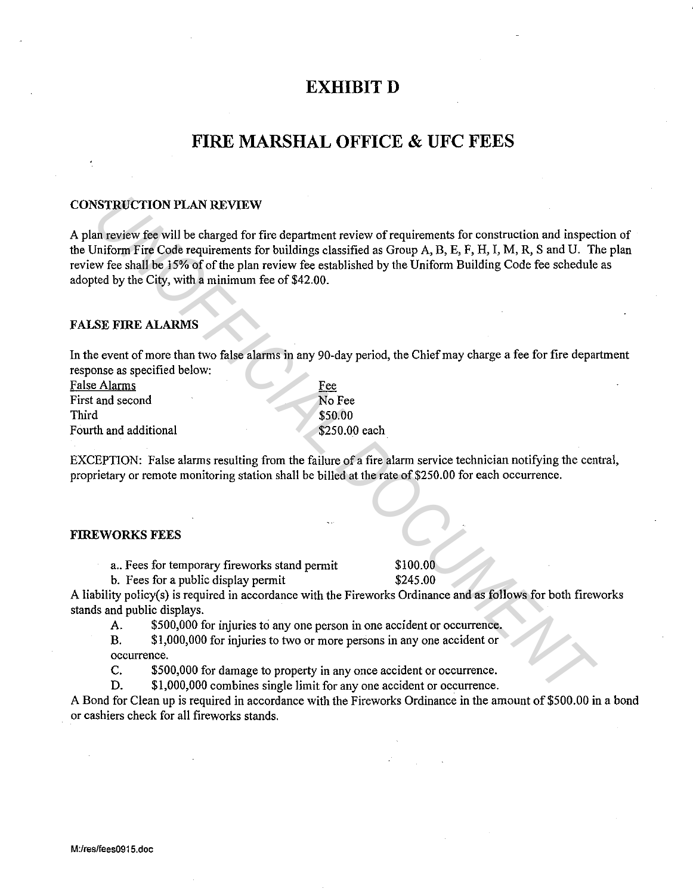# EXHIBIT D

# FIRE MARSHAL OFFICE & UFC FEES

### CONSTRUCTION PLAN REVIEW

A plan review fee will be charged for fire department review of requirements for construction and inspection of the Uniform Fire Code requirements for buildings classified as Group A, B, E, F, H, I, M, R, S and U. The plan review fee shall be 15% of of the plan review fee established by the Uniform Building Code fee schedule as adopted by the City, with a minimum fee of $42.00.

### FALSE FIRE ALARMS

In the event of more than two false alarms in any 90-day period, the Chief may charge a fee for fire department response as specified below:

| False Alarms | Fee |
|---|---|
| First and second | No Fee |
| Third | $50.00 |
| Fourth and additional | $250.00 each |

EXCEPTION: False alarms resulting from the failure of a fire alarm service technician notifying the central, proprietary or remote monitoring station shall be billed at the rate of $250.00 for each occurrence.

### FIREWORKS FEES

a.. Fees for temporary fireworks stand permit $100.00

b. Fees for a public display permit $245.00

A liability policy(s) is required in accordance with the Fireworks Ordinance and as follows for both fireworks stands and public displays.

A. $500,000 for injuries to any one person in one accident or occurrence.

B. $1,000,000 for injuries to two or more persons in any one accident or occurrence.

C. $500,000 for damage to property in any once accident or occurrence.

D. $1,000,000 combines single limit for any one accident or occurrence.

A Bond for Clean up is required in accordance with the Fireworks Ordinance in the amount of $500.00 in a bond or cashiers check for all fireworks stands.

M:/res/fees0915.doc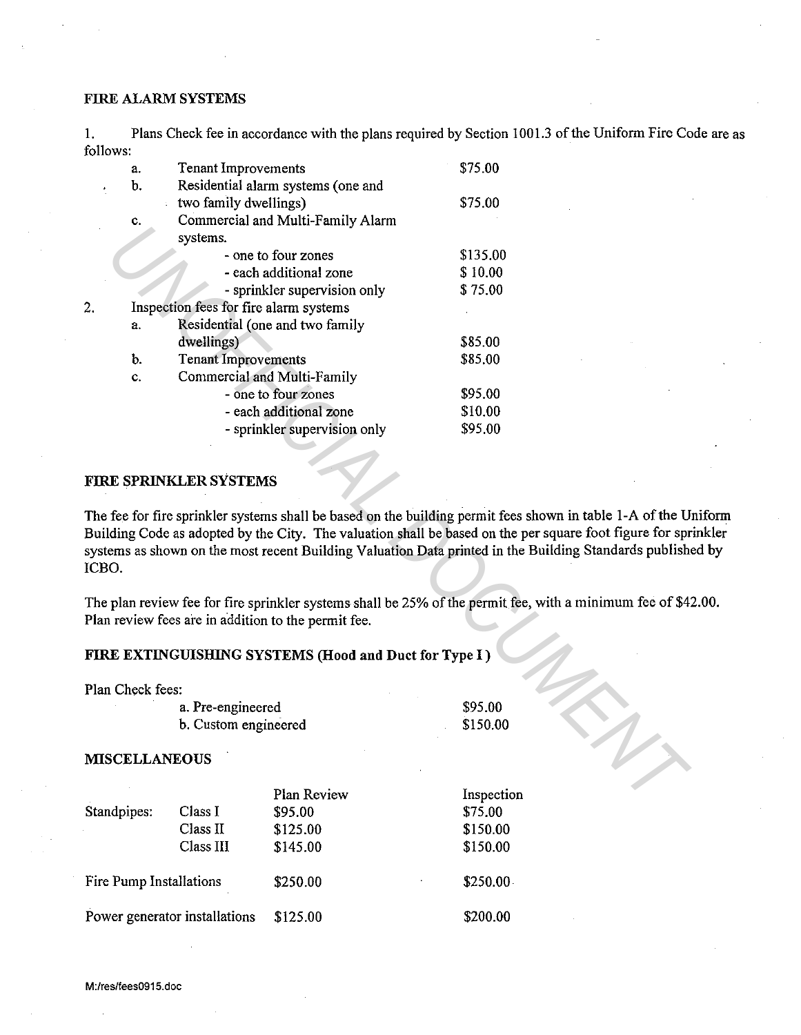**FIRE ALARM SYSTEMS**

1. Plans Check fee in accordance with the plans required by Section 1001.3 of the Uniform Fire Code are as follows:

| | | |
|---|---|---|
| a. | Tenant Improvements | $75.00 |
| b. | Residential alarm systems (one and two family dwellings) | $75.00 |
| c. | Commercial and Multi-Family Alarm systems. | |
| | - one to four zones | $135.00 |
| | - each additional zone | $ 10.00 |
| | - sprinkler supervision only | $ 75.00 |

2. Inspection fees for fire alarm systems

| | | |
|---|---|---|
| a. | Residential (one and two family dwellings) | $85.00 |
| b. | Tenant Improvements | $85.00 |
| c. | Commercial and Multi-Family | |
| | - one to four zones | $95.00 |
| | - each additional zone | $10.00 |
| | - sprinkler supervision only | $95.00 |

**FIRE SPRINKLER SYSTEMS**

The fee for fire sprinkler systems shall be based on the building permit fees shown in table 1-A of the Uniform Building Code as adopted by the City. The valuation shall be based on the per square foot figure for sprinkler systems as shown on the most recent Building Valuation Data printed in the Building Standards published by ICBO.

The plan review fee for fire sprinkler systems shall be 25% of the permit fee, with a minimum fee of $42.00. Plan review fees are in addition to the permit fee.

**FIRE EXTINGUISHING SYSTEMS (Hood and Duct for Type I)**

Plan Check fees:

| | |
|---|---|
| a. Pre-engineered | $95.00 |
| b. Custom engineered | $150.00 |

**MISCELLANEOUS**

| | | Plan Review | Inspection |
|---|---|---|---|
| Standpipes: | Class I | $95.00 | $75.00 |
| | Class II | $125.00 | $150.00 |
| | Class III | $145.00 | $150.00 |
| Fire Pump Installations | | $250.00 | $250.00 |
| Power generator installations | | $125.00 | $200.00 |

M:/res/fees0915.doc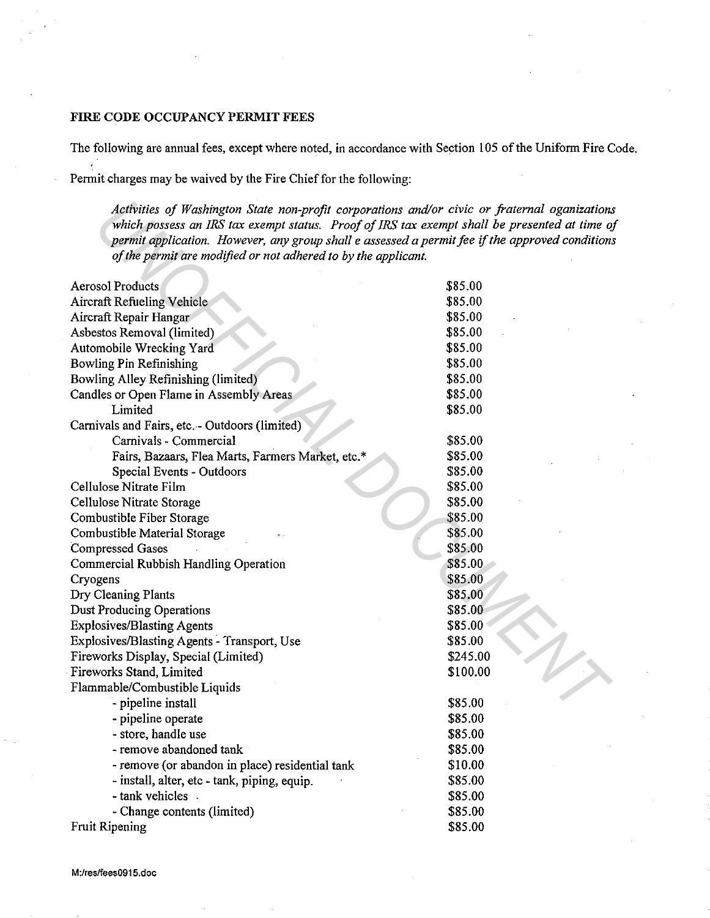**FIRE CODE OCCUPANCY PERMIT FEES**

The following are annual fees, except where noted, in accordance with Section 105 of the Uniform Fire Code.

Permit charges may be waived by the Fire Chief for the following:

> *Activities of Washington State non-profit corporations and/or civic or fraternal oganizations which possess an IRS tax exempt status. Proof of IRS tax exempt shall be presented at time of permit application. However, any group shall e assessed a permit fee if the approved conditions of the permit are modified or not adhered to by the applicant.*

| | |
|---|---|
| Aerosol Products | $85.00 |
| Aircraft Refueling Vehicle | $85.00 |
| Aircraft Repair Hangar | $85.00 |
| Asbestos Removal (limited) | $85.00 |
| Automobile Wrecking Yard | $85.00 |
| Bowling Pin Refinishing | $85.00 |
| Bowling Alley Refinishing (limited) | $85.00 |
| Candles or Open Flame in Assembly Areas | $85.00 |
| Limited | $85.00 |
| Carnivals and Fairs, etc. - Outdoors (limited) | |
| Carnivals - Commercial | $85.00 |
| Fairs, Bazaars, Flea Marts, Farmers Market, etc.* | $85.00 |
| Special Events - Outdoors | $85.00 |
| Cellulose Nitrate Film | $85.00 |
| Cellulose Nitrate Storage | $85.00 |
| Combustible Fiber Storage | $85.00 |
| Combustible Material Storage | $85.00 |
| Compressed Gases | $85.00 |
| Commercial Rubbish Handling Operation | $85.00 |
| Cryogens | $85.00 |
| Dry Cleaning Plants | $85.00 |
| Dust Producing Operations | $85.00 |
| Explosives/Blasting Agents | $85.00 |
| Explosives/Blasting Agents - Transport, Use | $85.00 |
| Fireworks Display, Special (Limited) | $245.00 |
| Fireworks Stand, Limited | $100.00 |
| Flammable/Combustible Liquids | |
| - pipeline install | $85.00 |
| - pipeline operate | $85.00 |
| - store, handle use | $85.00 |
| - remove abandoned tank | $85.00 |
| - remove (or abandon in place) residential tank | $10.00 |
| - install, alter, etc - tank, piping, equip. | $85.00 |
| - tank vehicles | $85.00 |
| - Change contents (limited) | $85.00 |
| Fruit Ripening | $85.00 |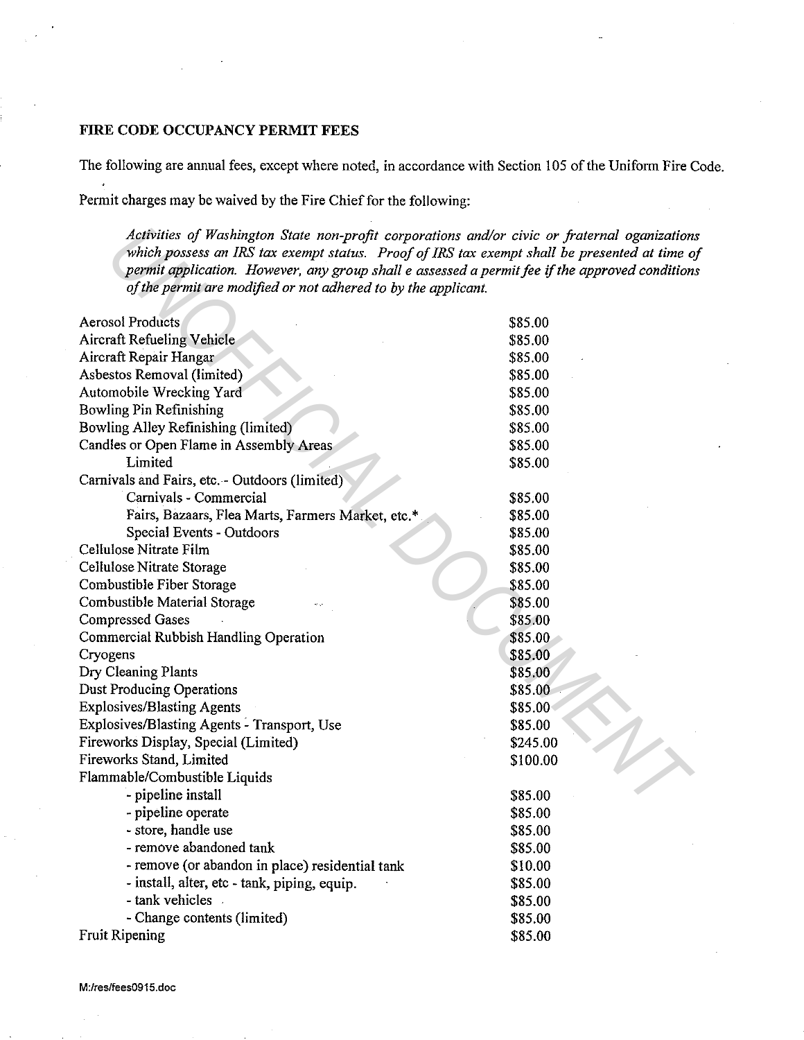**FIRE CODE OCCUPANCY PERMIT FEES**

The following are annual fees, except where noted, in accordance with Section 105 of the Uniform Fire Code.

Permit charges may be waived by the Fire Chief for the following:

> *Activities of Washington State non-profit corporations and/or civic or fraternal oganizations which possess an IRS tax exempt status. Proof of IRS tax exempt shall be presented at time of permit application. However, any group shall e assessed a permit fee if the approved conditions of the permit are modified or not adhered to by the applicant.*

| | |
|---|---|
| Aerosol Products | $85.00 |
| Aircraft Refueling Vehicle | $85.00 |
| Aircraft Repair Hangar | $85.00 |
| Asbestos Removal (limited) | $85.00 |
| Automobile Wrecking Yard | $85.00 |
| Bowling Pin Refinishing | $85.00 |
| Bowling Alley Refinishing (limited) | $85.00 |
| Candles or Open Flame in Assembly Areas | $85.00 |
| Limited | $85.00 |
| Carnivals and Fairs, etc. - Outdoors (limited) | |
| Carnivals - Commercial | $85.00 |
| Fairs, Bazaars, Flea Marts, Farmers Market, etc.* | $85.00 |
| Special Events - Outdoors | $85.00 |
| Cellulose Nitrate Film | $85.00 |
| Cellulose Nitrate Storage | $85.00 |
| Combustible Fiber Storage | $85.00 |
| Combustible Material Storage | $85.00 |
| Compressed Gases | $85.00 |
| Commercial Rubbish Handling Operation | $85.00 |
| Cryogens | $85.00 |
| Dry Cleaning Plants | $85.00 |
| Dust Producing Operations | $85.00 |
| Explosives/Blasting Agents | $85.00 |
| Explosives/Blasting Agents - Transport, Use | $85.00 |
| Fireworks Display, Special (Limited) | $245.00 |
| Fireworks Stand, Limited | $100.00 |
| Flammable/Combustible Liquids | |
| - pipeline install | $85.00 |
| - pipeline operate | $85.00 |
| - store, handle use | $85.00 |
| - remove abandoned tank | $85.00 |
| - remove (or abandon in place) residential tank | $10.00 |
| - install, alter, etc - tank, piping, equip. | $85.00 |
| - tank vehicles | $85.00 |
| - Change contents (limited) | $85.00 |
| Fruit Ripening | $85.00 |

M:/res/fees0915.doc